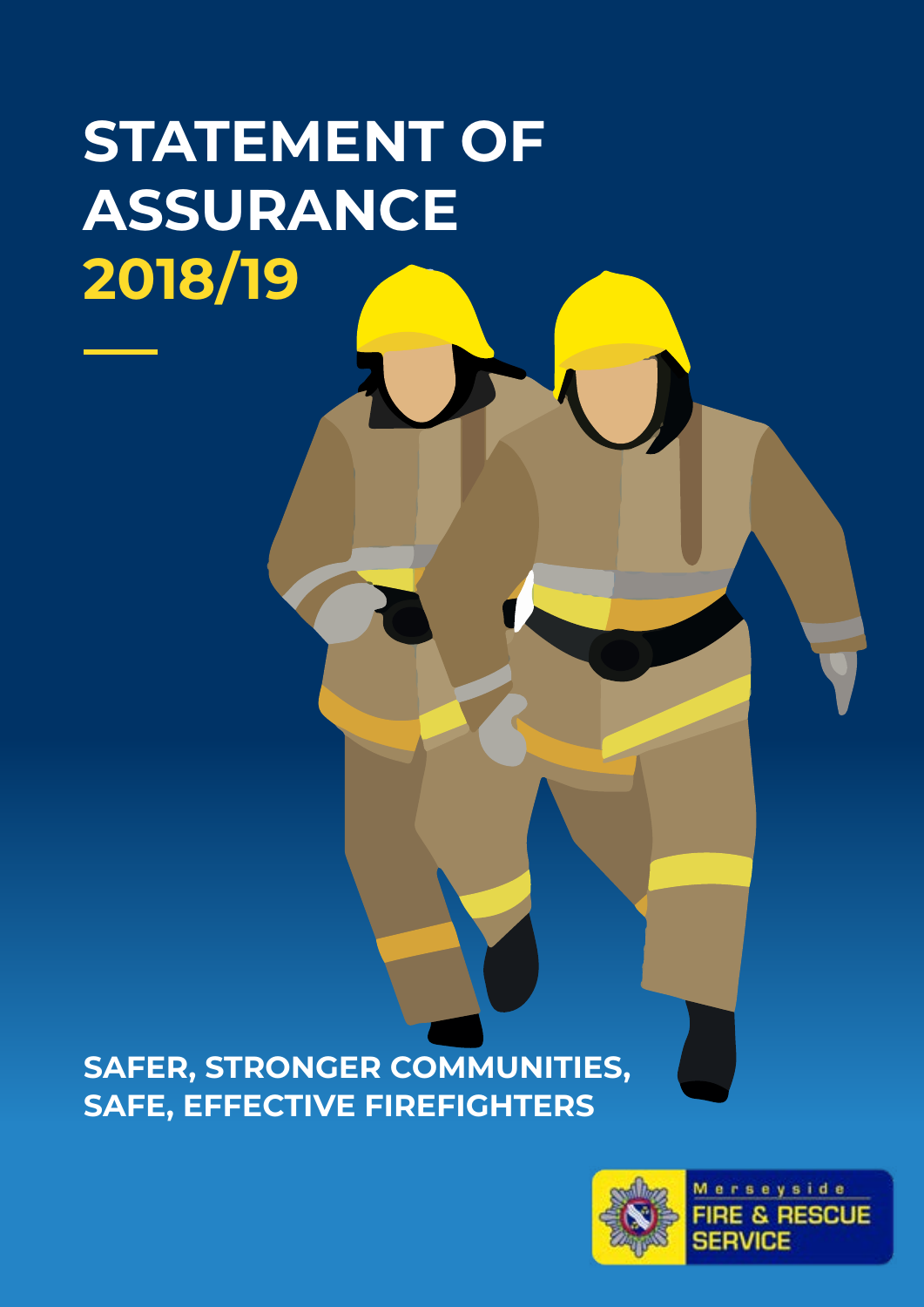# STATEMENT OF ASSURANCE 2018/19

SAFER, STRONGER COMMUNITIES, SAFE, EFFECTIVE FIREFIGHTERS

Merseyside FIRE & RESCUE SERVICE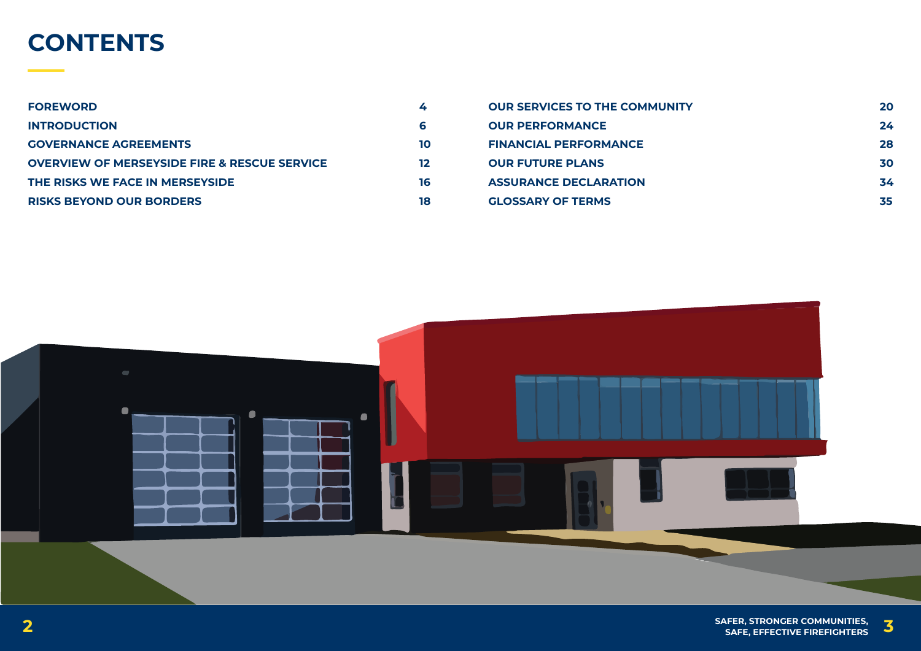# CONTENTS

| | |
|---|---|
| FOREWORD | 4 |
| INTRODUCTION | 6 |
| GOVERNANCE AGREEMENTS | 10 |
| OVERVIEW OF MERSEYSIDE FIRE & RESCUE SERVICE | 12 |
| THE RISKS WE FACE IN MERSEYSIDE | 16 |
| RISKS BEYOND OUR BORDERS | 18 |
| OUR SERVICES TO THE COMMUNITY | 20 |
| OUR PERFORMANCE | 24 |
| FINANCIAL PERFORMANCE | 28 |
| OUR FUTURE PLANS | 30 |
| ASSURANCE DECLARATION | 34 |
| GLOSSARY OF TERMS | 35 |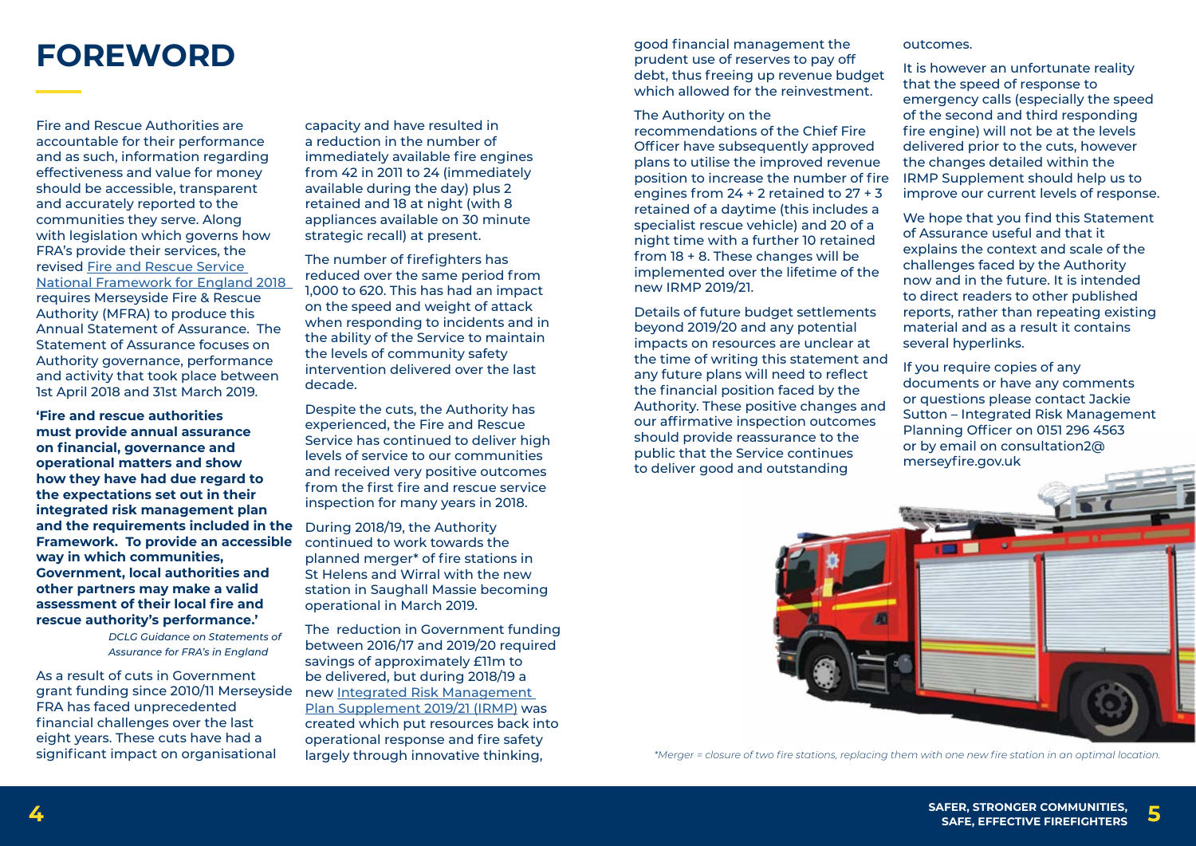# FOREWORD

Fire and Rescue Authorities are accountable for their performance and as such, information regarding effectiveness and value for money should be accessible, transparent and accurately reported to the communities they serve. Along with legislation which governs how FRA's provide their services, the revised [Fire and Rescue Service National Framework for England 2018](#) requires Merseyside Fire & Rescue Authority (MFRA) to produce this Annual Statement of Assurance. The Statement of Assurance focuses on Authority governance, performance and activity that took place between 1st April 2018 and 31st March 2019.

**'Fire and rescue authorities must provide annual assurance on financial, governance and operational matters and show how they have had due regard to the expectations set out in their integrated risk management plan and the requirements included in the Framework. To provide an accessible way in which communities, Government, local authorities and other partners may make a valid assessment of their local fire and rescue authority's performance.'**

*DCLG Guidance on Statements of Assurance for FRA's in England*

As a result of cuts in Government grant funding since 2010/11 Merseyside FRA has faced unprecedented financial challenges over the last eight years. These cuts have had a significant impact on organisational capacity and have resulted in a reduction in the number of immediately available fire engines from 42 in 2011 to 24 (immediately available during the day) plus 2 retained and 18 at night (with 8 appliances available on 30 minute strategic recall) at present.

The number of firefighters has reduced over the same period from 1,000 to 620. This has had an impact on the speed and weight of attack when responding to incidents and in the ability of the Service to maintain the levels of community safety intervention delivered over the last decade.

Despite the cuts, the Authority has experienced, the Fire and Rescue Service has continued to deliver high levels of service to our communities and received very positive outcomes from the first fire and rescue service inspection for many years in 2018.

During 2018/19, the Authority continued to work towards the planned merger* of fire stations in St Helens and Wirral with the new station in Saughall Massie becoming operational in March 2019.

The reduction in Government funding between 2016/17 and 2019/20 required savings of approximately £11m to be delivered, but during 2018/19 a new [Integrated Risk Management Plan Supplement 2019/21 (IRMP)](#) was created which put resources back into operational response and fire safety largely through innovative thinking, good financial management the prudent use of reserves to pay off debt, thus freeing up revenue budget which allowed for the reinvestment.

The Authority on the recommendations of the Chief Fire Officer have subsequently approved plans to utilise the improved revenue position to increase the number of fire engines from 24 + 2 retained to 27 + 3 retained of a daytime (this includes a specialist rescue vehicle) and 20 of a night time with a further 10 retained from 18 + 8. These changes will be implemented over the lifetime of the new IRMP 2019/21.

Details of future budget settlements beyond 2019/20 and any potential impacts on resources are unclear at the time of writing this statement and any future plans will need to reflect the financial position faced by the Authority. These positive changes and our affirmative inspection outcomes should provide reassurance to the public that the Service continues to deliver good and outstanding outcomes.

It is however an unfortunate reality that the speed of response to emergency calls (especially the speed of the second and third responding fire engine) will not be at the levels delivered prior to the cuts, however the changes detailed within the IRMP Supplement should help us to improve our current levels of response.

We hope that you find this Statement of Assurance useful and that it explains the context and scale of the challenges faced by the Authority now and in the future. It is intended to direct readers to other published reports, rather than repeating existing material and as a result it contains several hyperlinks.

If you require copies of any documents or have any comments or questions please contact Jackie Sutton – Integrated Risk Management Planning Officer on 0151 296 4563 or by email on consultation2@merseyfire.gov.uk

*\*Merger = closure of two fire stations, replacing them with one new fire station in an optimal location.*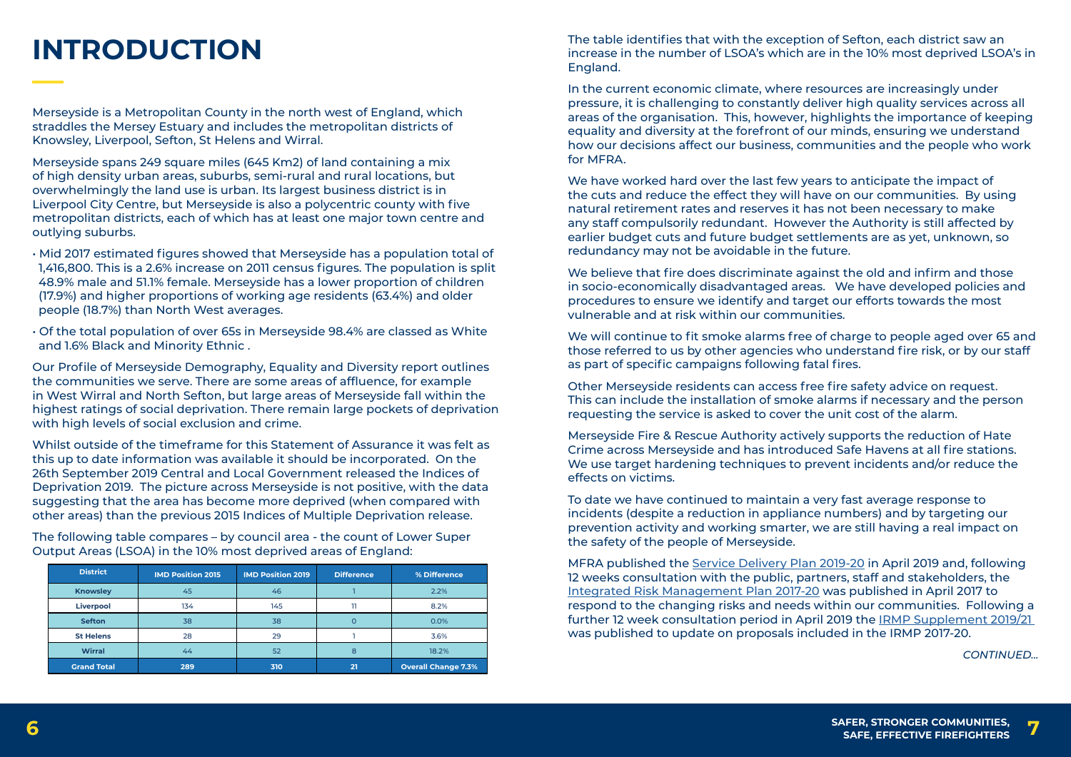# INTRODUCTION

Merseyside is a Metropolitan County in the north west of England, which straddles the Mersey Estuary and includes the metropolitan districts of Knowsley, Liverpool, Sefton, St Helens and Wirral.

Merseyside spans 249 square miles (645 Km2) of land containing a mix of high density urban areas, suburbs, semi-rural and rural locations, but overwhelmingly the land use is urban. Its largest business district is in Liverpool City Centre, but Merseyside is also a polycentric county with five metropolitan districts, each of which has at least one major town centre and outlying suburbs.

- Mid 2017 estimated figures showed that Merseyside has a population total of 1,416,800. This is a 2.6% increase on 2011 census figures. The population is split 48.9% male and 51.1% female. Merseyside has a lower proportion of children (17.9%) and higher proportions of working age residents (63.4%) and older people (18.7%) than North West averages.
- Of the total population of over 65s in Merseyside 98.4% are classed as White and 1.6% Black and Minority Ethnic .

Our Profile of Merseyside Demography, Equality and Diversity report outlines the communities we serve. There are some areas of affluence, for example in West Wirral and North Sefton, but large areas of Merseyside fall within the highest ratings of social deprivation. There remain large pockets of deprivation with high levels of social exclusion and crime.

Whilst outside of the timeframe for this Statement of Assurance it was felt as this up to date information was available it should be incorporated. On the 26th September 2019 Central and Local Government released the Indices of Deprivation 2019. The picture across Merseyside is not positive, with the data suggesting that the area has become more deprived (when compared with other areas) than the previous 2015 Indices of Multiple Deprivation release.

The following table compares – by council area - the count of Lower Super Output Areas (LSOA) in the 10% most deprived areas of England:

| District | IMD Position 2015 | IMD Position 2019 | Difference | % Difference |
|---|---|---|---|---|
| Knowsley | 45 | 46 | 1 | 2.2% |
| Liverpool | 134 | 145 | 11 | 8.2% |
| Sefton | 38 | 38 | 0 | 0.0% |
| St Helens | 28 | 29 | 1 | 3.6% |
| Wirral | 44 | 52 | 8 | 18.2% |
| Grand Total | 289 | 310 | 21 | Overall Change 7.3% |

The table identifies that with the exception of Sefton, each district saw an increase in the number of LSOA's which are in the 10% most deprived LSOA's in England.

In the current economic climate, where resources are increasingly under pressure, it is challenging to constantly deliver high quality services across all areas of the organisation. This, however, highlights the importance of keeping equality and diversity at the forefront of our minds, ensuring we understand how our decisions affect our business, communities and the people who work for MFRA.

We have worked hard over the last few years to anticipate the impact of the cuts and reduce the effect they will have on our communities. By using natural retirement rates and reserves it has not been necessary to make any staff compulsorily redundant. However the Authority is still affected by earlier budget cuts and future budget settlements are as yet, unknown, so redundancy may not be avoidable in the future.

We believe that fire does discriminate against the old and infirm and those in socio-economically disadvantaged areas. We have developed policies and procedures to ensure we identify and target our efforts towards the most vulnerable and at risk within our communities.

We will continue to fit smoke alarms free of charge to people aged over 65 and those referred to us by other agencies who understand fire risk, or by our staff as part of specific campaigns following fatal fires.

Other Merseyside residents can access free fire safety advice on request. This can include the installation of smoke alarms if necessary and the person requesting the service is asked to cover the unit cost of the alarm.

Merseyside Fire & Rescue Authority actively supports the reduction of Hate Crime across Merseyside and has introduced Safe Havens at all fire stations. We use target hardening techniques to prevent incidents and/or reduce the effects on victims.

To date we have continued to maintain a very fast average response to incidents (despite a reduction in appliance numbers) and by targeting our prevention activity and working smarter, we are still having a real impact on the safety of the people of Merseyside.

MFRA published the Service Delivery Plan 2019-20 in April 2019 and, following 12 weeks consultation with the public, partners, staff and stakeholders, the Integrated Risk Management Plan 2017-20 was published in April 2017 to respond to the changing risks and needs within our communities. Following a further 12 week consultation period in April 2019 the IRMP Supplement 2019/21 was published to update on proposals included in the IRMP 2017-20.

*CONTINUED...*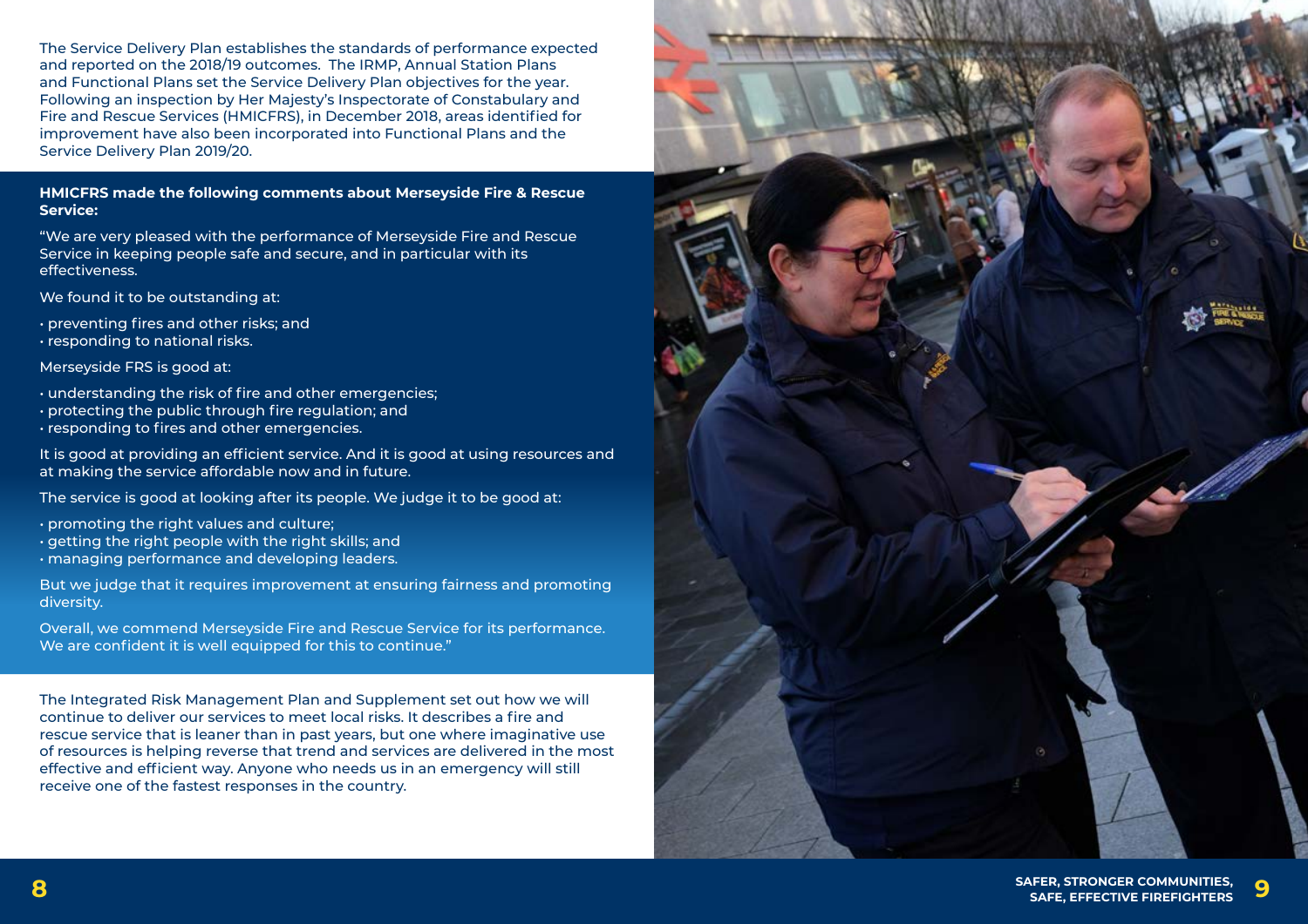The Service Delivery Plan establishes the standards of performance expected and reported on the 2018/19 outcomes. The IRMP, Annual Station Plans and Functional Plans set the Service Delivery Plan objectives for the year. Following an inspection by Her Majesty's Inspectorate of Constabulary and Fire and Rescue Services (HMICFRS), in December 2018, areas identified for improvement have also been incorporated into Functional Plans and the Service Delivery Plan 2019/20.

**HMICFRS made the following comments about Merseyside Fire & Rescue Service:**

"We are very pleased with the performance of Merseyside Fire and Rescue Service in keeping people safe and secure, and in particular with its effectiveness.

We found it to be outstanding at:

- preventing fires and other risks; and
- responding to national risks.

Merseyside FRS is good at:

- understanding the risk of fire and other emergencies;
- protecting the public through fire regulation; and
- responding to fires and other emergencies.

It is good at providing an efficient service. And it is good at using resources and at making the service affordable now and in future.

The service is good at looking after its people. We judge it to be good at:

- promoting the right values and culture;
- getting the right people with the right skills; and
- managing performance and developing leaders.

But we judge that it requires improvement at ensuring fairness and promoting diversity.

Overall, we commend Merseyside Fire and Rescue Service for its performance. We are confident it is well equipped for this to continue."

The Integrated Risk Management Plan and Supplement set out how we will continue to deliver our services to meet local risks. It describes a fire and rescue service that is leaner than in past years, but one where imaginative use of resources is helping reverse that trend and services are delivered in the most effective and efficient way. Anyone who needs us in an emergency will still receive one of the fastest responses in the country.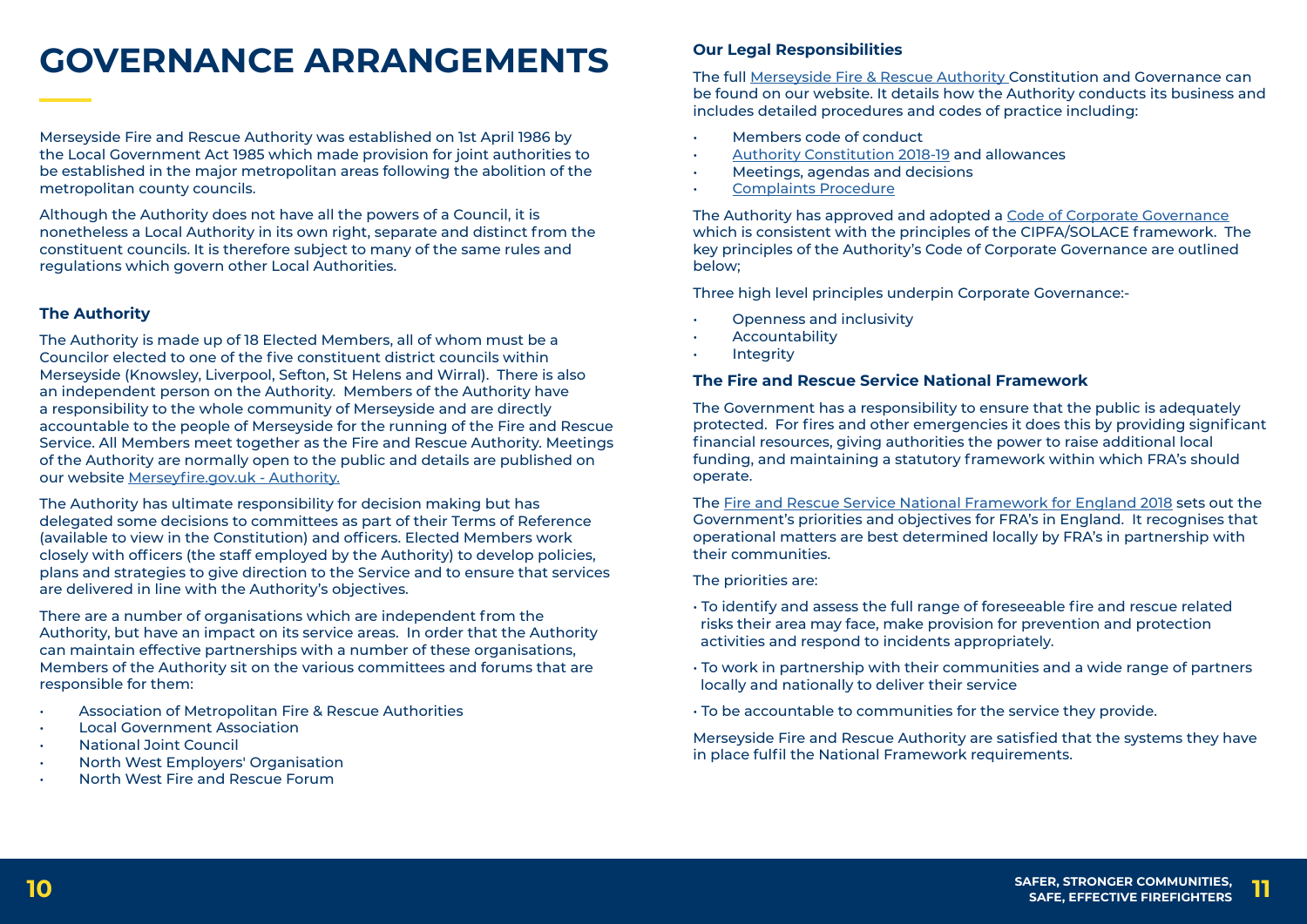# GOVERNANCE ARRANGEMENTS

Merseyside Fire and Rescue Authority was established on 1st April 1986 by the Local Government Act 1985 which made provision for joint authorities to be established in the major metropolitan areas following the abolition of the metropolitan county councils.

Although the Authority does not have all the powers of a Council, it is nonetheless a Local Authority in its own right, separate and distinct from the constituent councils. It is therefore subject to many of the same rules and regulations which govern other Local Authorities.

### The Authority

The Authority is made up of 18 Elected Members, all of whom must be a Councilor elected to one of the five constituent district councils within Merseyside (Knowsley, Liverpool, Sefton, St Helens and Wirral). There is also an independent person on the Authority. Members of the Authority have a responsibility to the whole community of Merseyside and are directly accountable to the people of Merseyside for the running of the Fire and Rescue Service. All Members meet together as the Fire and Rescue Authority. Meetings of the Authority are normally open to the public and details are published on our website Merseyfire.gov.uk - Authority.

The Authority has ultimate responsibility for decision making but has delegated some decisions to committees as part of their Terms of Reference (available to view in the Constitution) and officers. Elected Members work closely with officers (the staff employed by the Authority) to develop policies, plans and strategies to give direction to the Service and to ensure that services are delivered in line with the Authority's objectives.

There are a number of organisations which are independent from the Authority, but have an impact on its service areas. In order that the Authority can maintain effective partnerships with a number of these organisations, Members of the Authority sit on the various committees and forums that are responsible for them:

- Association of Metropolitan Fire & Rescue Authorities
- Local Government Association
- National Joint Council
- North West Employers' Organisation
- North West Fire and Rescue Forum

### Our Legal Responsibilities

The full Merseyside Fire & Rescue Authority Constitution and Governance can be found on our website. It details how the Authority conducts its business and includes detailed procedures and codes of practice including:

- Members code of conduct
- Authority Constitution 2018-19 and allowances
- Meetings, agendas and decisions
- Complaints Procedure

The Authority has approved and adopted a Code of Corporate Governance which is consistent with the principles of the CIPFA/SOLACE framework. The key principles of the Authority's Code of Corporate Governance are outlined below;

Three high level principles underpin Corporate Governance:-

- Openness and inclusivity
- Accountability
- Integrity

### The Fire and Rescue Service National Framework

The Government has a responsibility to ensure that the public is adequately protected. For fires and other emergencies it does this by providing significant financial resources, giving authorities the power to raise additional local funding, and maintaining a statutory framework within which FRA's should operate.

The Fire and Rescue Service National Framework for England 2018 sets out the Government's priorities and objectives for FRA's in England. It recognises that operational matters are best determined locally by FRA's in partnership with their communities.

The priorities are:

- To identify and assess the full range of foreseeable fire and rescue related risks their area may face, make provision for prevention and protection activities and respond to incidents appropriately.
- To work in partnership with their communities and a wide range of partners locally and nationally to deliver their service
- To be accountable to communities for the service they provide.

Merseyside Fire and Rescue Authority are satisfied that the systems they have in place fulfil the National Framework requirements.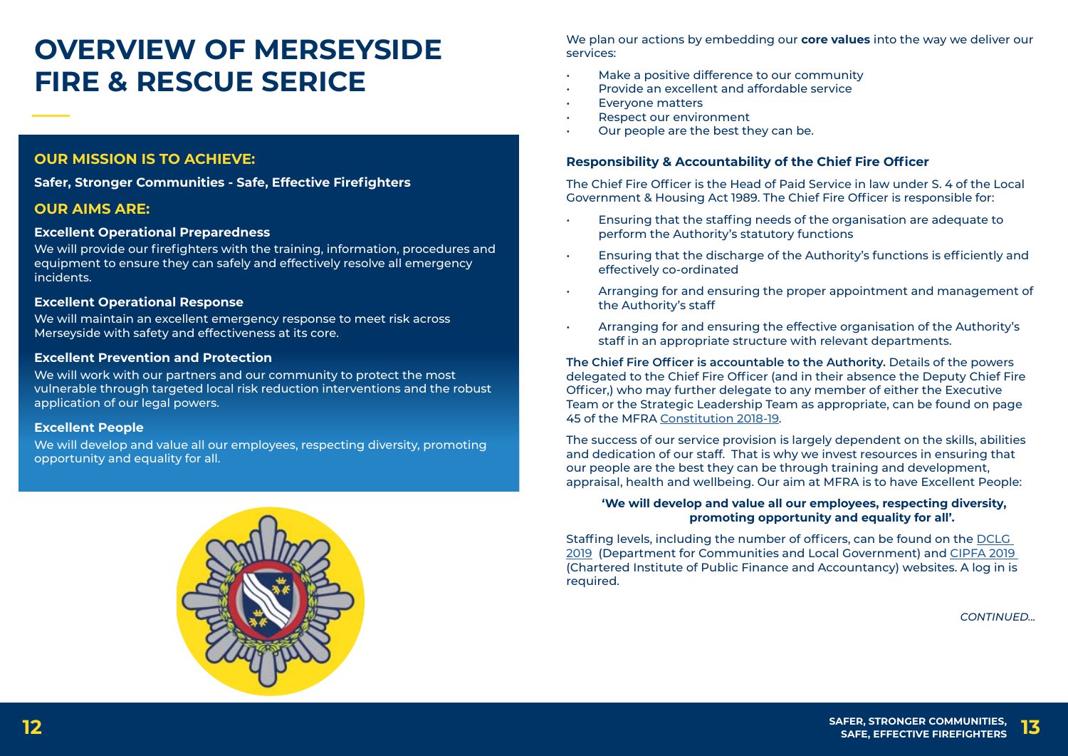# OVERVIEW OF MERSEYSIDE FIRE & RESCUE SERICE

## OUR MISSION IS TO ACHIEVE:

**Safer, Stronger Communities - Safe, Effective Firefighters**

## OUR AIMS ARE:

**Excellent Operational Preparedness**

We will provide our firefighters with the training, information, procedures and equipment to ensure they can safely and effectively resolve all emergency incidents.

**Excellent Operational Response**

We will maintain an excellent emergency response to meet risk across Merseyside with safety and effectiveness at its core.

**Excellent Prevention and Protection**

We will work with our partners and our community to protect the most vulnerable through targeted local risk reduction interventions and the robust application of our legal powers.

**Excellent People**

We will develop and value all our employees, respecting diversity, promoting opportunity and equality for all.

We plan our actions by embedding our **core values** into the way we deliver our services:

- Make a positive difference to our community
- Provide an excellent and affordable service
- Everyone matters
- Respect our environment
- Our people are the best they can be.

### Responsibility & Accountability of the Chief Fire Officer

The Chief Fire Officer is the Head of Paid Service in law under S. 4 of the Local Government & Housing Act 1989. The Chief Fire Officer is responsible for:

- Ensuring that the staffing needs of the organisation are adequate to perform the Authority's statutory functions
- Ensuring that the discharge of the Authority's functions is efficiently and effectively co-ordinated
- Arranging for and ensuring the proper appointment and management of the Authority's staff
- Arranging for and ensuring the effective organisation of the Authority's staff in an appropriate structure with relevant departments.

**The Chief Fire Officer is accountable to the Authority.** Details of the powers delegated to the Chief Fire Officer (and in their absence the Deputy Chief Fire Officer,) who may further delegate to any member of either the Executive Team or the Strategic Leadership Team as appropriate, can be found on page 45 of the MFRA Constitution 2018-19.

The success of our service provision is largely dependent on the skills, abilities and dedication of our staff. That is why we invest resources in ensuring that our people are the best they can be through training and development, appraisal, health and wellbeing. Our aim at MFRA is to have Excellent People:

**'We will develop and value all our employees, respecting diversity, promoting opportunity and equality for all'.**

Staffing levels, including the number of officers, can be found on the DCLG 2019 (Department for Communities and Local Government) and CIPFA 2019 (Chartered Institute of Public Finance and Accountancy) websites. A log in is required.

*CONTINUED...*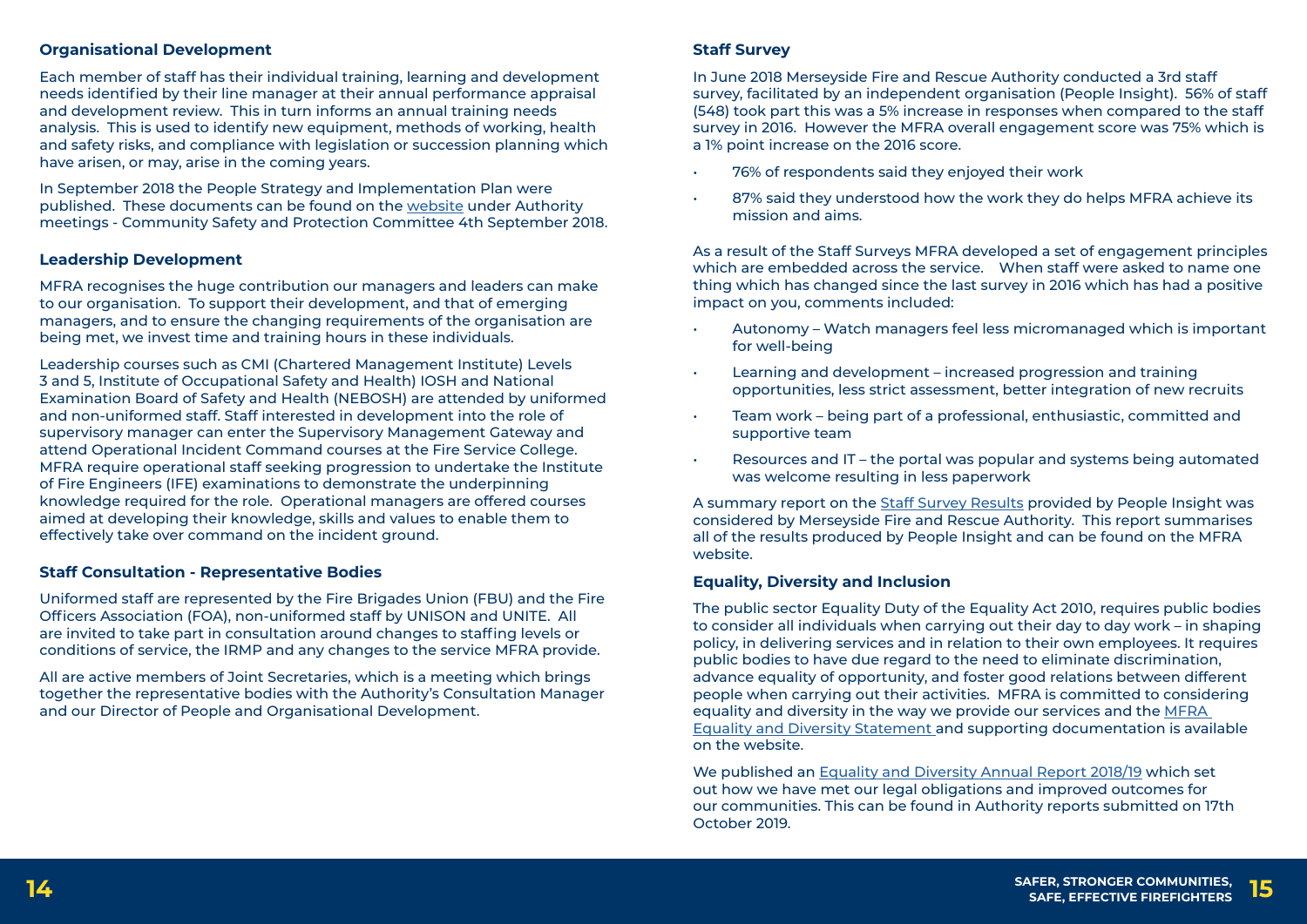## Organisational Development

Each member of staff has their individual training, learning and development needs identified by their line manager at their annual performance appraisal and development review. This in turn informs an annual training needs analysis. This is used to identify new equipment, methods of working, health and safety risks, and compliance with legislation or succession planning which have arisen, or may, arise in the coming years.

In September 2018 the People Strategy and Implementation Plan were published. These documents can be found on the website under Authority meetings - Community Safety and Protection Committee 4th September 2018.

## Leadership Development

MFRA recognises the huge contribution our managers and leaders can make to our organisation. To support their development, and that of emerging managers, and to ensure the changing requirements of the organisation are being met, we invest time and training hours in these individuals.

Leadership courses such as CMI (Chartered Management Institute) Levels 3 and 5, Institute of Occupational Safety and Health) IOSH and National Examination Board of Safety and Health (NEBOSH) are attended by uniformed and non-uniformed staff. Staff interested in development into the role of supervisory manager can enter the Supervisory Management Gateway and attend Operational Incident Command courses at the Fire Service College. MFRA require operational staff seeking progression to undertake the Institute of Fire Engineers (IFE) examinations to demonstrate the underpinning knowledge required for the role. Operational managers are offered courses aimed at developing their knowledge, skills and values to enable them to effectively take over command on the incident ground.

## Staff Consultation - Representative Bodies

Uniformed staff are represented by the Fire Brigades Union (FBU) and the Fire Officers Association (FOA), non-uniformed staff by UNISON and UNITE. All are invited to take part in consultation around changes to staffing levels or conditions of service, the IRMP and any changes to the service MFRA provide.

All are active members of Joint Secretaries, which is a meeting which brings together the representative bodies with the Authority's Consultation Manager and our Director of People and Organisational Development.

## Staff Survey

In June 2018 Merseyside Fire and Rescue Authority conducted a 3rd staff survey, facilitated by an independent organisation (People Insight). 56% of staff (548) took part this was a 5% increase in responses when compared to the staff survey in 2016. However the MFRA overall engagement score was 75% which is a 1% point increase on the 2016 score.

- 76% of respondents said they enjoyed their work
- 87% said they understood how the work they do helps MFRA achieve its mission and aims.

As a result of the Staff Surveys MFRA developed a set of engagement principles which are embedded across the service. When staff were asked to name one thing which has changed since the last survey in 2016 which has had a positive impact on you, comments included:

- Autonomy – Watch managers feel less micromanaged which is important for well-being
- Learning and development – increased progression and training opportunities, less strict assessment, better integration of new recruits
- Team work – being part of a professional, enthusiastic, committed and supportive team
- Resources and IT – the portal was popular and systems being automated was welcome resulting in less paperwork

A summary report on the Staff Survey Results provided by People Insight was considered by Merseyside Fire and Rescue Authority. This report summarises all of the results produced by People Insight and can be found on the MFRA website.

## Equality, Diversity and Inclusion

The public sector Equality Duty of the Equality Act 2010, requires public bodies to consider all individuals when carrying out their day to day work – in shaping policy, in delivering services and in relation to their own employees. It requires public bodies to have due regard to the need to eliminate discrimination, advance equality of opportunity, and foster good relations between different people when carrying out their activities. MFRA is committed to considering equality and diversity in the way we provide our services and the MFRA Equality and Diversity Statement and supporting documentation is available on the website.

We published an Equality and Diversity Annual Report 2018/19 which set out how we have met our legal obligations and improved outcomes for our communities. This can be found in Authority reports submitted on 17th October 2019.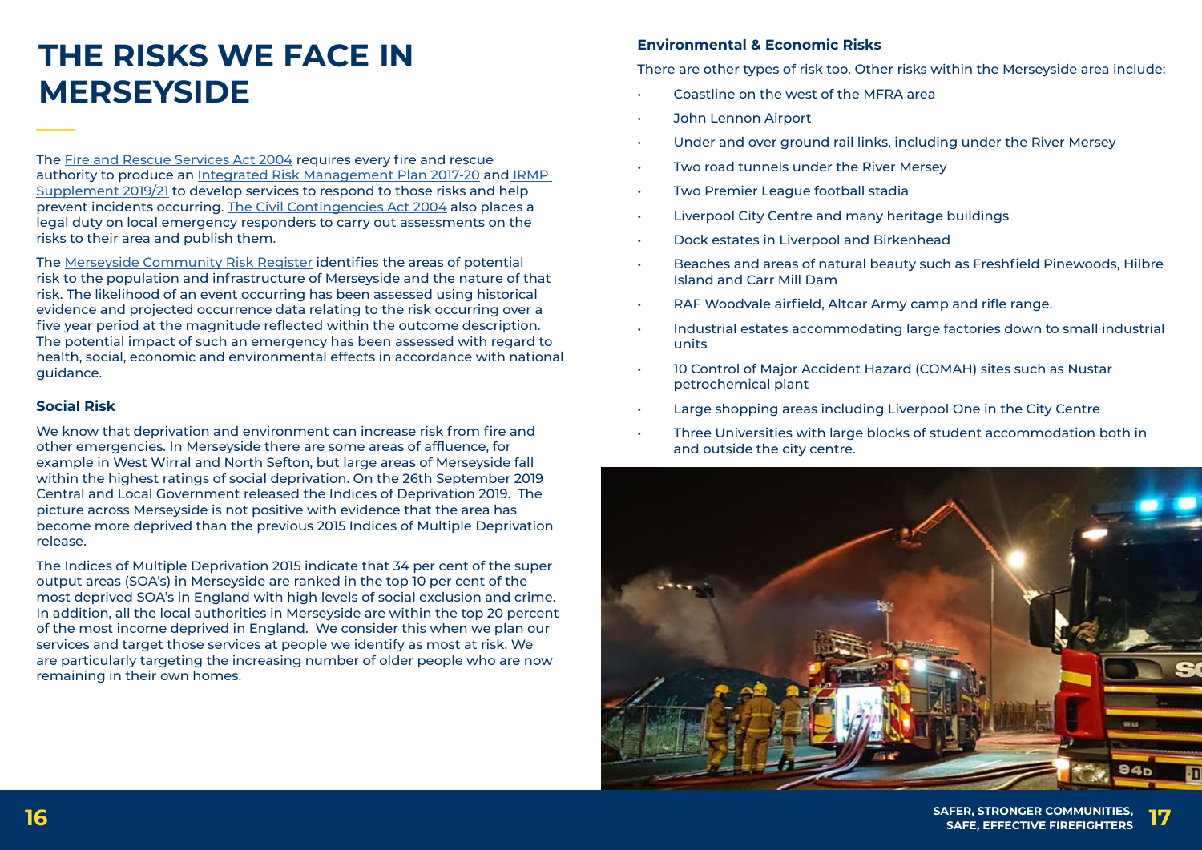# THE RISKS WE FACE IN MERSEYSIDE

The Fire and Rescue Services Act 2004 requires every fire and rescue authority to produce an Integrated Risk Management Plan 2017-20 and IRMP Supplement 2019/21 to develop services to respond to those risks and help prevent incidents occurring. The Civil Contingencies Act 2004 also places a legal duty on local emergency responders to carry out assessments on the risks to their area and publish them.

The Merseyside Community Risk Register identifies the areas of potential risk to the population and infrastructure of Merseyside and the nature of that risk. The likelihood of an event occurring has been assessed using historical evidence and projected occurrence data relating to the risk occurring over a five year period at the magnitude reflected within the outcome description. The potential impact of such an emergency has been assessed with regard to health, social, economic and environmental effects in accordance with national guidance.

### Social Risk

We know that deprivation and environment can increase risk from fire and other emergencies. In Merseyside there are some areas of affluence, for example in West Wirral and North Sefton, but large areas of Merseyside fall within the highest ratings of social deprivation. On the 26th September 2019 Central and Local Government released the Indices of Deprivation 2019. The picture across Merseyside is not positive with evidence that the area has become more deprived than the previous 2015 Indices of Multiple Deprivation release.

The Indices of Multiple Deprivation 2015 indicate that 34 per cent of the super output areas (SOA's) in Merseyside are ranked in the top 10 per cent of the most deprived SOA's in England with high levels of social exclusion and crime. In addition, all the local authorities in Merseyside are within the top 20 percent of the most income deprived in England. We consider this when we plan our services and target those services at people we identify as most at risk. We are particularly targeting the increasing number of older people who are now remaining in their own homes.

### Environmental & Economic Risks

There are other types of risk too. Other risks within the Merseyside area include:

- Coastline on the west of the MFRA area
- John Lennon Airport
- Under and over ground rail links, including under the River Mersey
- Two road tunnels under the River Mersey
- Two Premier League football stadia
- Liverpool City Centre and many heritage buildings
- Dock estates in Liverpool and Birkenhead
- Beaches and areas of natural beauty such as Freshfield Pinewoods, Hilbre Island and Carr Mill Dam
- RAF Woodvale airfield, Altcar Army camp and rifle range.
- Industrial estates accommodating large factories down to small industrial units
- 10 Control of Major Accident Hazard (COMAH) sites such as Nustar petrochemical plant
- Large shopping areas including Liverpool One in the City Centre
- Three Universities with large blocks of student accommodation both in and outside the city centre.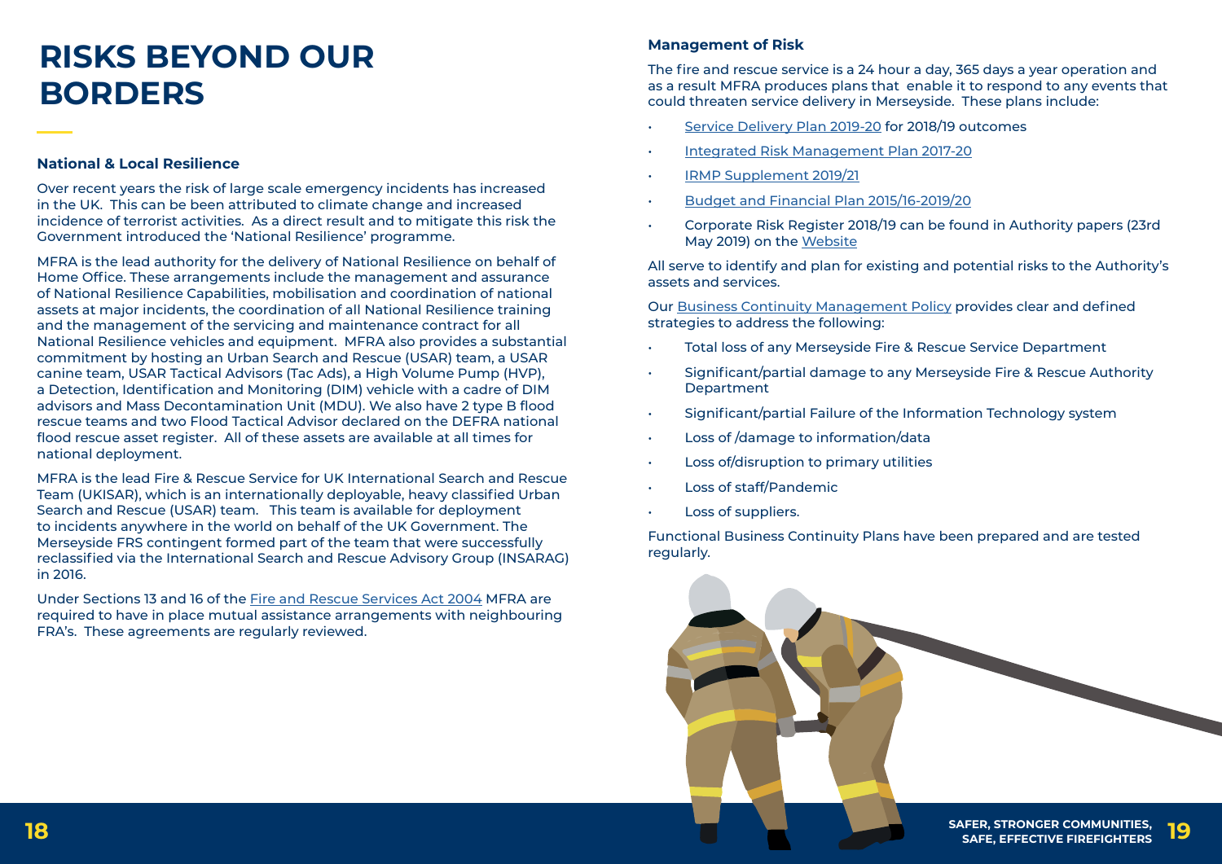# RISKS BEYOND OUR BORDERS

### National & Local Resilience

Over recent years the risk of large scale emergency incidents has increased in the UK. This can be been attributed to climate change and increased incidence of terrorist activities. As a direct result and to mitigate this risk the Government introduced the 'National Resilience' programme.

MFRA is the lead authority for the delivery of National Resilience on behalf of Home Office. These arrangements include the management and assurance of National Resilience Capabilities, mobilisation and coordination of national assets at major incidents, the coordination of all National Resilience training and the management of the servicing and maintenance contract for all National Resilience vehicles and equipment. MFRA also provides a substantial commitment by hosting an Urban Search and Rescue (USAR) team, a USAR canine team, USAR Tactical Advisors (Tac Ads), a High Volume Pump (HVP), a Detection, Identification and Monitoring (DIM) vehicle with a cadre of DIM advisors and Mass Decontamination Unit (MDU). We also have 2 type B flood rescue teams and two Flood Tactical Advisor declared on the DEFRA national flood rescue asset register. All of these assets are available at all times for national deployment.

MFRA is the lead Fire & Rescue Service for UK International Search and Rescue Team (UKISAR), which is an internationally deployable, heavy classified Urban Search and Rescue (USAR) team. This team is available for deployment to incidents anywhere in the world on behalf of the UK Government. The Merseyside FRS contingent formed part of the team that were successfully reclassified via the International Search and Rescue Advisory Group (INSARAG) in 2016.

Under Sections 13 and 16 of the Fire and Rescue Services Act 2004 MFRA are required to have in place mutual assistance arrangements with neighbouring FRA's. These agreements are regularly reviewed.

### Management of Risk

The fire and rescue service is a 24 hour a day, 365 days a year operation and as a result MFRA produces plans that enable it to respond to any events that could threaten service delivery in Merseyside. These plans include:

- Service Delivery Plan 2019-20 for 2018/19 outcomes
- Integrated Risk Management Plan 2017-20
- IRMP Supplement 2019/21
- Budget and Financial Plan 2015/16-2019/20
- Corporate Risk Register 2018/19 can be found in Authority papers (23rd May 2019) on the Website

All serve to identify and plan for existing and potential risks to the Authority's assets and services.

Our Business Continuity Management Policy provides clear and defined strategies to address the following:

- Total loss of any Merseyside Fire & Rescue Service Department
- Significant/partial damage to any Merseyside Fire & Rescue Authority Department
- Significant/partial Failure of the Information Technology system
- Loss of /damage to information/data
- Loss of/disruption to primary utilities
- Loss of staff/Pandemic
- Loss of suppliers.

Functional Business Continuity Plans have been prepared and are tested regularly.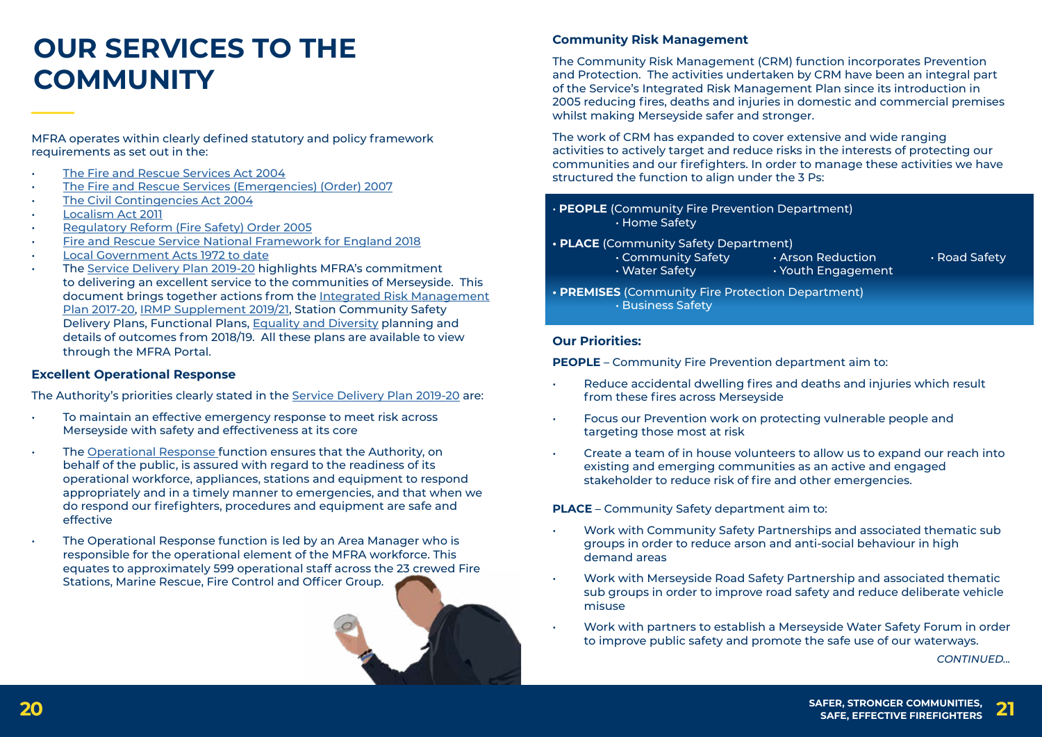# OUR SERVICES TO THE COMMUNITY

MFRA operates within clearly defined statutory and policy framework requirements as set out in the:

- The Fire and Rescue Services Act 2004
- The Fire and Rescue Services (Emergencies) (Order) 2007
- The Civil Contingencies Act 2004
- Localism Act 2011
- Regulatory Reform (Fire Safety) Order 2005
- Fire and Rescue Service National Framework for England 2018
- Local Government Acts 1972 to date
- The Service Delivery Plan 2019-20 highlights MFRA's commitment to delivering an excellent service to the communities of Merseyside. This document brings together actions from the Integrated Risk Management Plan 2017-20, IRMP Supplement 2019/21, Station Community Safety Delivery Plans, Functional Plans, Equality and Diversity planning and details of outcomes from 2018/19. All these plans are available to view through the MFRA Portal.

### Excellent Operational Response

The Authority's priorities clearly stated in the Service Delivery Plan 2019-20 are:

- To maintain an effective emergency response to meet risk across Merseyside with safety and effectiveness at its core
- The Operational Response function ensures that the Authority, on behalf of the public, is assured with regard to the readiness of its operational workforce, appliances, stations and equipment to respond appropriately and in a timely manner to emergencies, and that when we do respond our firefighters, procedures and equipment are safe and effective
- The Operational Response function is led by an Area Manager who is responsible for the operational element of the MFRA workforce. This equates to approximately 599 operational staff across the 23 crewed Fire Stations, Marine Rescue, Fire Control and Officer Group.

### Community Risk Management

The Community Risk Management (CRM) function incorporates Prevention and Protection. The activities undertaken by CRM have been an integral part of the Service's Integrated Risk Management Plan since its introduction in 2005 reducing fires, deaths and injuries in domestic and commercial premises whilst making Merseyside safer and stronger.

The work of CRM has expanded to cover extensive and wide ranging activities to actively target and reduce risks in the interests of protecting our communities and our firefighters. In order to manage these activities we have structured the function to align under the 3 Ps:

- **PEOPLE** (Community Fire Prevention Department)
  - Home Safety
- **PLACE** (Community Safety Department)
  - Community Safety
  - Water Safety
  - Arson Reduction
  - Youth Engagement
  - Road Safety
- **PREMISES** (Community Fire Protection Department)
  - Business Safety

### Our Priorities:

**PEOPLE** – Community Fire Prevention department aim to:

- Reduce accidental dwelling fires and deaths and injuries which result from these fires across Merseyside
- Focus our Prevention work on protecting vulnerable people and targeting those most at risk
- Create a team of in house volunteers to allow us to expand our reach into existing and emerging communities as an active and engaged stakeholder to reduce risk of fire and other emergencies.

**PLACE** – Community Safety department aim to:

- Work with Community Safety Partnerships and associated thematic sub groups in order to reduce arson and anti-social behaviour in high demand areas
- Work with Merseyside Road Safety Partnership and associated thematic sub groups in order to improve road safety and reduce deliberate vehicle misuse
- Work with partners to establish a Merseyside Water Safety Forum in order to improve public safety and promote the safe use of our waterways.

*CONTINUED...*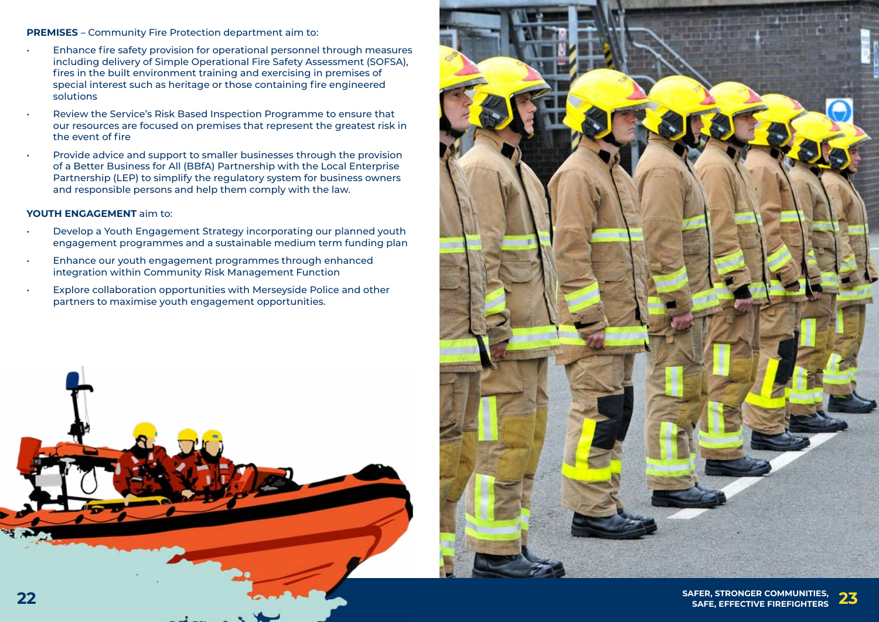**PREMISES** – Community Fire Protection department aim to:

- Enhance fire safety provision for operational personnel through measures including delivery of Simple Operational Fire Safety Assessment (SOFSA), fires in the built environment training and exercising in premises of special interest such as heritage or those containing fire engineered solutions
- Review the Service's Risk Based Inspection Programme to ensure that our resources are focused on premises that represent the greatest risk in the event of fire
- Provide advice and support to smaller businesses through the provision of a Better Business for All (BBfA) Partnership with the Local Enterprise Partnership (LEP) to simplify the regulatory system for business owners and responsible persons and help them comply with the law.

**YOUTH ENGAGEMENT** aim to:

- Develop a Youth Engagement Strategy incorporating our planned youth engagement programmes and a sustainable medium term funding plan
- Enhance our youth engagement programmes through enhanced integration within Community Risk Management Function
- Explore collaboration opportunities with Merseyside Police and other partners to maximise youth engagement opportunities.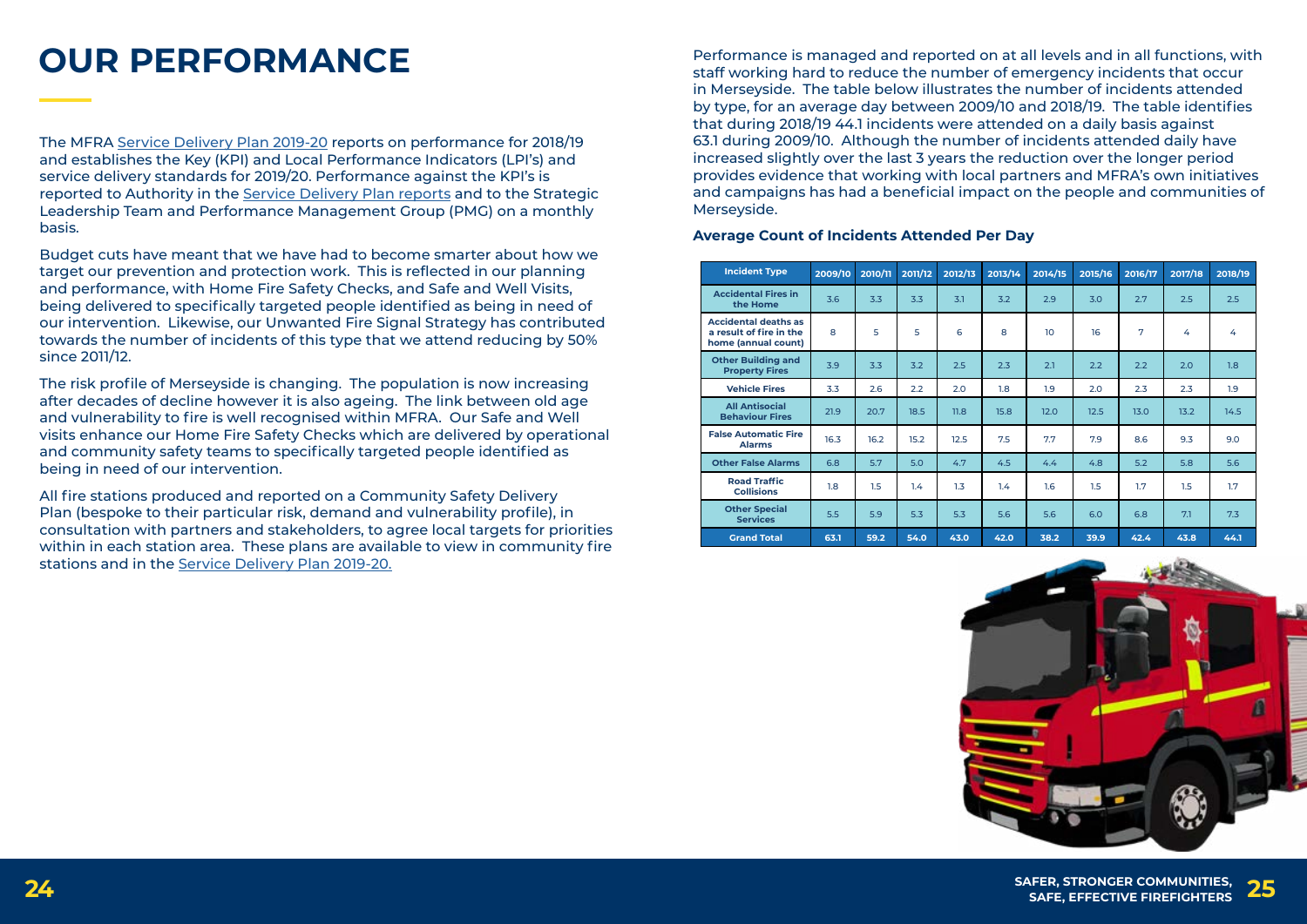# OUR PERFORMANCE

The MFRA Service Delivery Plan 2019-20 reports on performance for 2018/19 and establishes the Key (KPI) and Local Performance Indicators (LPI's) and service delivery standards for 2019/20. Performance against the KPI's is reported to Authority in the Service Delivery Plan reports and to the Strategic Leadership Team and Performance Management Group (PMG) on a monthly basis.

Budget cuts have meant that we have had to become smarter about how we target our prevention and protection work. This is reflected in our planning and performance, with Home Fire Safety Checks, and Safe and Well Visits, being delivered to specifically targeted people identified as being in need of our intervention. Likewise, our Unwanted Fire Signal Strategy has contributed towards the number of incidents of this type that we attend reducing by 50% since 2011/12.

The risk profile of Merseyside is changing. The population is now increasing after decades of decline however it is also ageing. The link between old age and vulnerability to fire is well recognised within MFRA. Our Safe and Well visits enhance our Home Fire Safety Checks which are delivered by operational and community safety teams to specifically targeted people identified as being in need of our intervention.

All fire stations produced and reported on a Community Safety Delivery Plan (bespoke to their particular risk, demand and vulnerability profile), in consultation with partners and stakeholders, to agree local targets for priorities within in each station area. These plans are available to view in community fire stations and in the Service Delivery Plan 2019-20.

Performance is managed and reported on at all levels and in all functions, with staff working hard to reduce the number of emergency incidents that occur in Merseyside. The table below illustrates the number of incidents attended by type, for an average day between 2009/10 and 2018/19. The table identifies that during 2018/19 44.1 incidents were attended on a daily basis against 63.1 during 2009/10. Although the number of incidents attended daily have increased slightly over the last 3 years the reduction over the longer period provides evidence that working with local partners and MFRA's own initiatives and campaigns has had a beneficial impact on the people and communities of Merseyside.

**Average Count of Incidents Attended Per Day**

| Incident Type | 2009/10 | 2010/11 | 2011/12 | 2012/13 | 2013/14 | 2014/15 | 2015/16 | 2016/17 | 2017/18 | 2018/19 |
|---|---|---|---|---|---|---|---|---|---|---|
| Accidental Fires in the Home | 3.6 | 3.3 | 3.3 | 3.1 | 3.2 | 2.9 | 3.0 | 2.7 | 2.5 | 2.5 |
| Accidental deaths as a result of fire in the home (annual count) | 8 | 5 | 5 | 6 | 8 | 10 | 16 | 7 | 4 | 4 |
| Other Building and Property Fires | 3.9 | 3.3 | 3.2 | 2.5 | 2.3 | 2.1 | 2.2 | 2.2 | 2.0 | 1.8 |
| Vehicle Fires | 3.3 | 2.6 | 2.2 | 2.0 | 1.8 | 1.9 | 2.0 | 2.3 | 2.3 | 1.9 |
| All Antisocial Behaviour Fires | 21.9 | 20.7 | 18.5 | 11.8 | 15.8 | 12.0 | 12.5 | 13.0 | 13.2 | 14.5 |
| False Automatic Fire Alarms | 16.3 | 16.2 | 15.2 | 12.5 | 7.5 | 7.7 | 7.9 | 8.6 | 9.3 | 9.0 |
| Other False Alarms | 6.8 | 5.7 | 5.0 | 4.7 | 4.5 | 4.4 | 4.8 | 5.2 | 5.8 | 5.6 |
| Road Traffic Collisions | 1.8 | 1.5 | 1.4 | 1.3 | 1.4 | 1.6 | 1.5 | 1.7 | 1.5 | 1.7 |
| Other Special Services | 5.5 | 5.9 | 5.3 | 5.3 | 5.6 | 5.6 | 6.0 | 6.8 | 7.1 | 7.3 |
| **Grand Total** | **63.1** | **59.2** | **54.0** | **43.0** | **42.0** | **38.2** | **39.9** | **42.4** | **43.8** | **44.1** |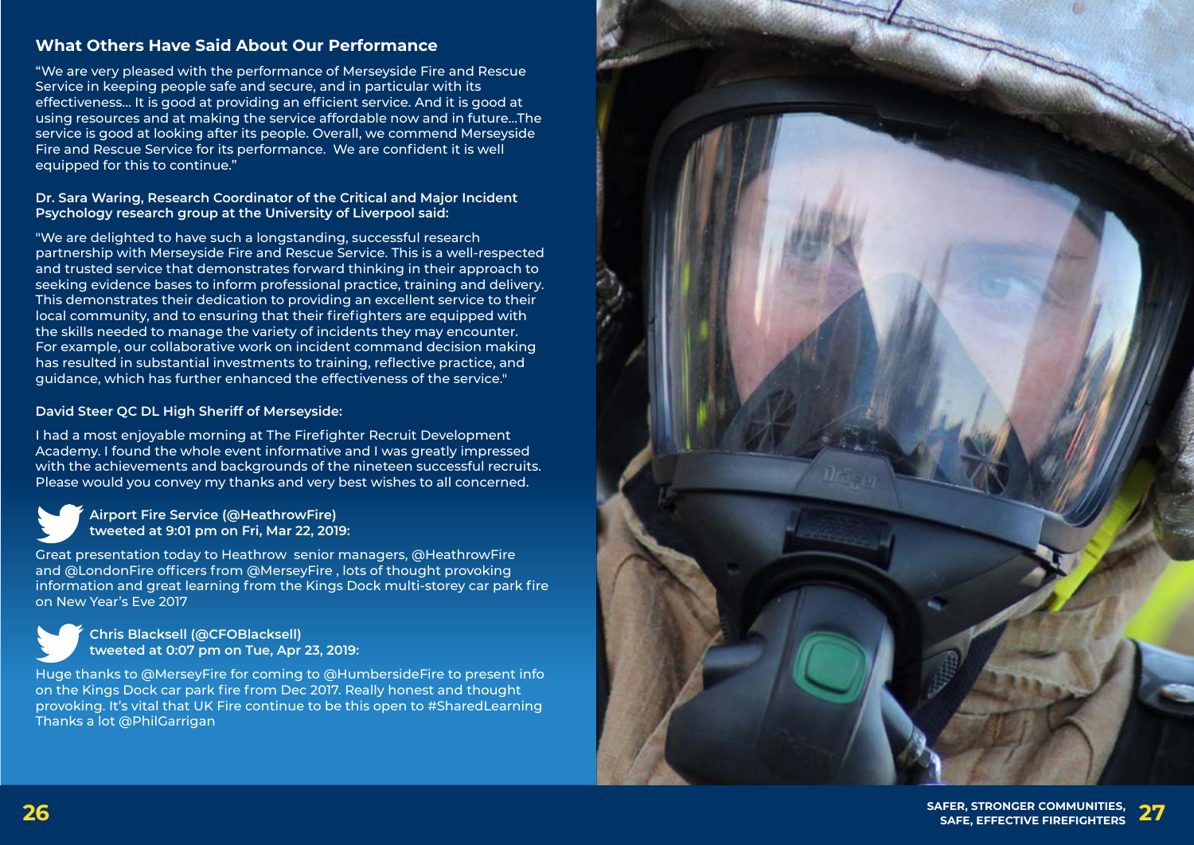## What Others Have Said About Our Performance

"We are very pleased with the performance of Merseyside Fire and Rescue Service in keeping people safe and secure, and in particular with its effectiveness... It is good at providing an efficient service. And it is good at using resources and at making the service affordable now and in future...The service is good at looking after its people. Overall, we commend Merseyside Fire and Rescue Service for its performance. We are confident it is well equipped for this to continue."

**Dr. Sara Waring, Research Coordinator of the Critical and Major Incident Psychology research group at the University of Liverpool said:**

"We are delighted to have such a longstanding, successful research partnership with Merseyside Fire and Rescue Service. This is a well-respected and trusted service that demonstrates forward thinking in their approach to seeking evidence bases to inform professional practice, training and delivery. This demonstrates their dedication to providing an excellent service to their local community, and to ensuring that their firefighters are equipped with the skills needed to manage the variety of incidents they may encounter. For example, our collaborative work on incident command decision making has resulted in substantial investments to training, reflective practice, and guidance, which has further enhanced the effectiveness of the service."

**David Steer QC DL High Sheriff of Merseyside:**

I had a most enjoyable morning at The Firefighter Recruit Development Academy. I found the whole event informative and I was greatly impressed with the achievements and backgrounds of the nineteen successful recruits. Please would you convey my thanks and very best wishes to all concerned.

**Airport Fire Service (@HeathrowFire) tweeted at 9:01 pm on Fri, Mar 22, 2019:**

Great presentation today to Heathrow senior managers, @HeathrowFire and @LondonFire officers from @MerseyFire , lots of thought provoking information and great learning from the Kings Dock multi-storey car park fire on New Year's Eve 2017

**Chris Blacksell (@CFOBlacksell) tweeted at 0:07 pm on Tue, Apr 23, 2019:**

Huge thanks to @MerseyFire for coming to @HumbersideFire to present info on the Kings Dock car park fire from Dec 2017. Really honest and thought provoking. It's vital that UK Fire continue to be this open to #SharedLearning Thanks a lot @PhilGarrigan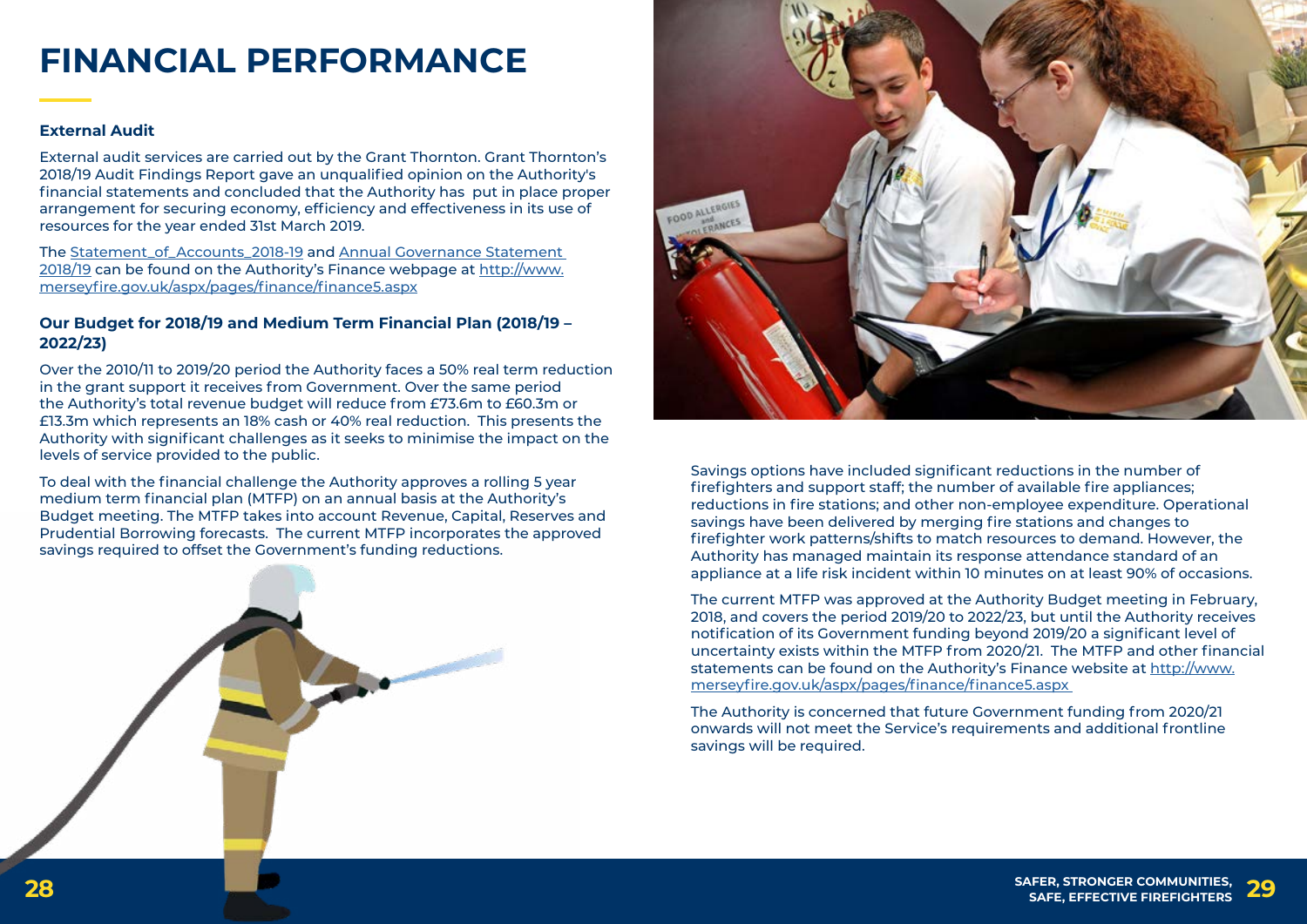# FINANCIAL PERFORMANCE

**External Audit**

External audit services are carried out by the Grant Thornton. Grant Thornton's 2018/19 Audit Findings Report gave an unqualified opinion on the Authority's financial statements and concluded that the Authority has put in place proper arrangement for securing economy, efficiency and effectiveness in its use of resources for the year ended 31st March 2019.

The Statement_of_Accounts_2018-19 and Annual Governance Statement 2018/19 can be found on the Authority's Finance webpage at http://www.merseyfire.gov.uk/aspx/pages/finance/finance5.aspx

**Our Budget for 2018/19 and Medium Term Financial Plan (2018/19 – 2022/23)**

Over the 2010/11 to 2019/20 period the Authority faces a 50% real term reduction in the grant support it receives from Government. Over the same period the Authority's total revenue budget will reduce from £73.6m to £60.3m or £13.3m which represents an 18% cash or 40% real reduction. This presents the Authority with significant challenges as it seeks to minimise the impact on the levels of service provided to the public.

To deal with the financial challenge the Authority approves a rolling 5 year medium term financial plan (MTFP) on an annual basis at the Authority's Budget meeting. The MTFP takes into account Revenue, Capital, Reserves and Prudential Borrowing forecasts. The current MTFP incorporates the approved savings required to offset the Government's funding reductions.

Savings options have included significant reductions in the number of firefighters and support staff; the number of available fire appliances; reductions in fire stations; and other non-employee expenditure. Operational savings have been delivered by merging fire stations and changes to firefighter work patterns/shifts to match resources to demand. However, the Authority has managed maintain its response attendance standard of an appliance at a life risk incident within 10 minutes on at least 90% of occasions.

The current MTFP was approved at the Authority Budget meeting in February, 2018, and covers the period 2019/20 to 2022/23, but until the Authority receives notification of its Government funding beyond 2019/20 a significant level of uncertainty exists within the MTFP from 2020/21. The MTFP and other financial statements can be found on the Authority's Finance website at http://www.merseyfire.gov.uk/aspx/pages/finance/finance5.aspx

The Authority is concerned that future Government funding from 2020/21 onwards will not meet the Service's requirements and additional frontline savings will be required.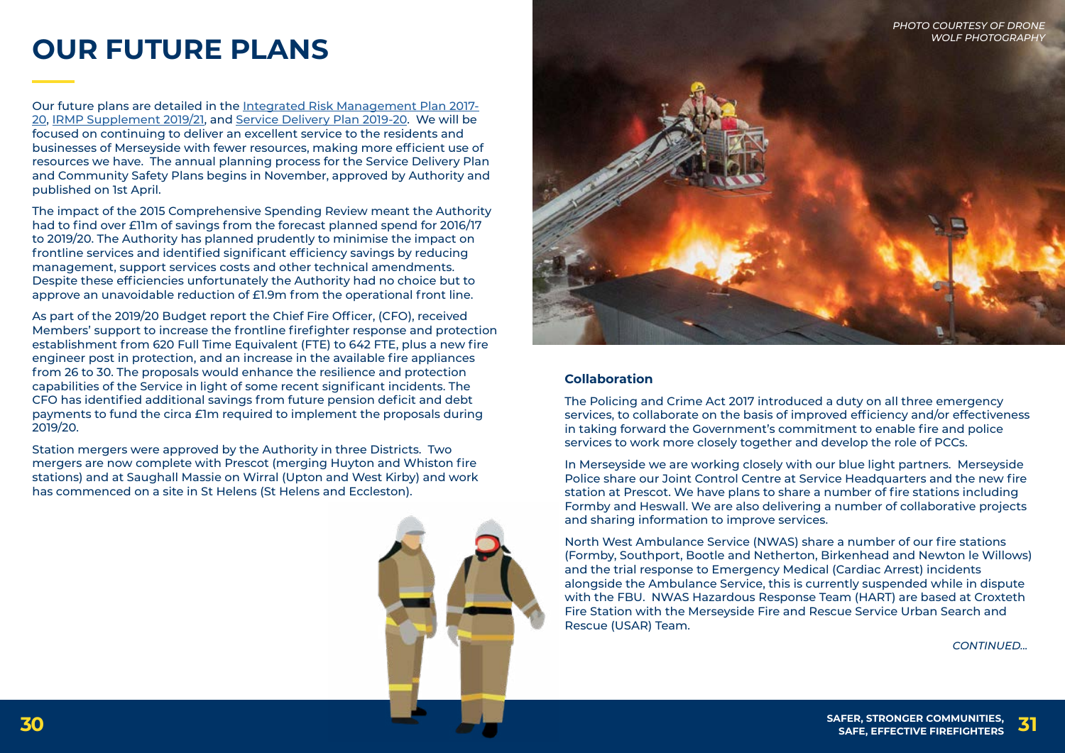# OUR FUTURE PLANS

Our future plans are detailed in the Integrated Risk Management Plan 2017-20, IRMP Supplement 2019/21, and Service Delivery Plan 2019-20. We will be focused on continuing to deliver an excellent service to the residents and businesses of Merseyside with fewer resources, making more efficient use of resources we have. The annual planning process for the Service Delivery Plan and Community Safety Plans begins in November, approved by Authority and published on 1st April.

The impact of the 2015 Comprehensive Spending Review meant the Authority had to find over £11m of savings from the forecast planned spend for 2016/17 to 2019/20. The Authority has planned prudently to minimise the impact on frontline services and identified significant efficiency savings by reducing management, support services costs and other technical amendments. Despite these efficiencies unfortunately the Authority had no choice but to approve an unavoidable reduction of £1.9m from the operational front line.

As part of the 2019/20 Budget report the Chief Fire Officer, (CFO), received Members' support to increase the frontline firefighter response and protection establishment from 620 Full Time Equivalent (FTE) to 642 FTE, plus a new fire engineer post in protection, and an increase in the available fire appliances from 26 to 30. The proposals would enhance the resilience and protection capabilities of the Service in light of some recent significant incidents. The CFO has identified additional savings from future pension deficit and debt payments to fund the circa £1m required to implement the proposals during 2019/20.

Station mergers were approved by the Authority in three Districts. Two mergers are now complete with Prescot (merging Huyton and Whiston fire stations) and at Saughall Massie on Wirral (Upton and West Kirby) and work has commenced on a site in St Helens (St Helens and Eccleston).

*PHOTO COURTESY OF DRONE WOLF PHOTOGRAPHY*

### Collaboration

The Policing and Crime Act 2017 introduced a duty on all three emergency services, to collaborate on the basis of improved efficiency and/or effectiveness in taking forward the Government's commitment to enable fire and police services to work more closely together and develop the role of PCCs.

In Merseyside we are working closely with our blue light partners. Merseyside Police share our Joint Control Centre at Service Headquarters and the new fire station at Prescot. We have plans to share a number of fire stations including Formby and Heswall. We are also delivering a number of collaborative projects and sharing information to improve services.

North West Ambulance Service (NWAS) share a number of our fire stations (Formby, Southport, Bootle and Netherton, Birkenhead and Newton le Willows) and the trial response to Emergency Medical (Cardiac Arrest) incidents alongside the Ambulance Service, this is currently suspended while in dispute with the FBU. NWAS Hazardous Response Team (HART) are based at Croxteth Fire Station with the Merseyside Fire and Rescue Service Urban Search and Rescue (USAR) Team.

*CONTINUED...*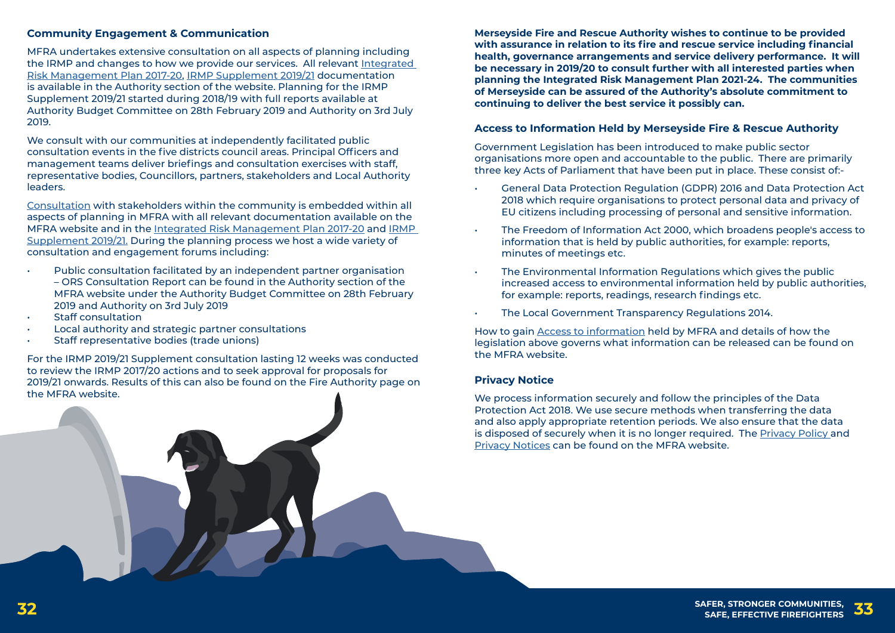## Community Engagement & Communication

MFRA undertakes extensive consultation on all aspects of planning including the IRMP and changes to how we provide our services. All relevant Integrated Risk Management Plan 2017-20, IRMP Supplement 2019/21 documentation is available in the Authority section of the website. Planning for the IRMP Supplement 2019/21 started during 2018/19 with full reports available at Authority Budget Committee on 28th February 2019 and Authority on 3rd July 2019.

We consult with our communities at independently facilitated public consultation events in the five districts council areas. Principal Officers and management teams deliver briefings and consultation exercises with staff, representative bodies, Councillors, partners, stakeholders and Local Authority leaders.

Consultation with stakeholders within the community is embedded within all aspects of planning in MFRA with all relevant documentation available on the MFRA website and in the Integrated Risk Management Plan 2017-20 and IRMP Supplement 2019/21. During the planning process we host a wide variety of consultation and engagement forums including:

- Public consultation facilitated by an independent partner organisation – ORS Consultation Report can be found in the Authority section of the MFRA website under the Authority Budget Committee on 28th February 2019 and Authority on 3rd July 2019
- Staff consultation
- Local authority and strategic partner consultations
- Staff representative bodies (trade unions)

For the IRMP 2019/21 Supplement consultation lasting 12 weeks was conducted to review the IRMP 2017/20 actions and to seek approval for proposals for 2019/21 onwards. Results of this can also be found on the Fire Authority page on the MFRA website.

**Merseyside Fire and Rescue Authority wishes to continue to be provided with assurance in relation to its fire and rescue service including financial health, governance arrangements and service delivery performance. It will be necessary in 2019/20 to consult further with all interested parties when planning the Integrated Risk Management Plan 2021-24. The communities of Merseyside can be assured of the Authority's absolute commitment to continuing to deliver the best service it possibly can.**

## Access to Information Held by Merseyside Fire & Rescue Authority

Government Legislation has been introduced to make public sector organisations more open and accountable to the public. There are primarily three key Acts of Parliament that have been put in place. These consist of:-

- General Data Protection Regulation (GDPR) 2016 and Data Protection Act 2018 which require organisations to protect personal data and privacy of EU citizens including processing of personal and sensitive information.
- The Freedom of Information Act 2000, which broadens people's access to information that is held by public authorities, for example: reports, minutes of meetings etc.
- The Environmental Information Regulations which gives the public increased access to environmental information held by public authorities, for example: reports, readings, research findings etc.
- The Local Government Transparency Regulations 2014.

How to gain Access to information held by MFRA and details of how the legislation above governs what information can be released can be found on the MFRA website.

## Privacy Notice

We process information securely and follow the principles of the Data Protection Act 2018. We use secure methods when transferring the data and also apply appropriate retention periods. We also ensure that the data is disposed of securely when it is no longer required. The Privacy Policy and Privacy Notices can be found on the MFRA website.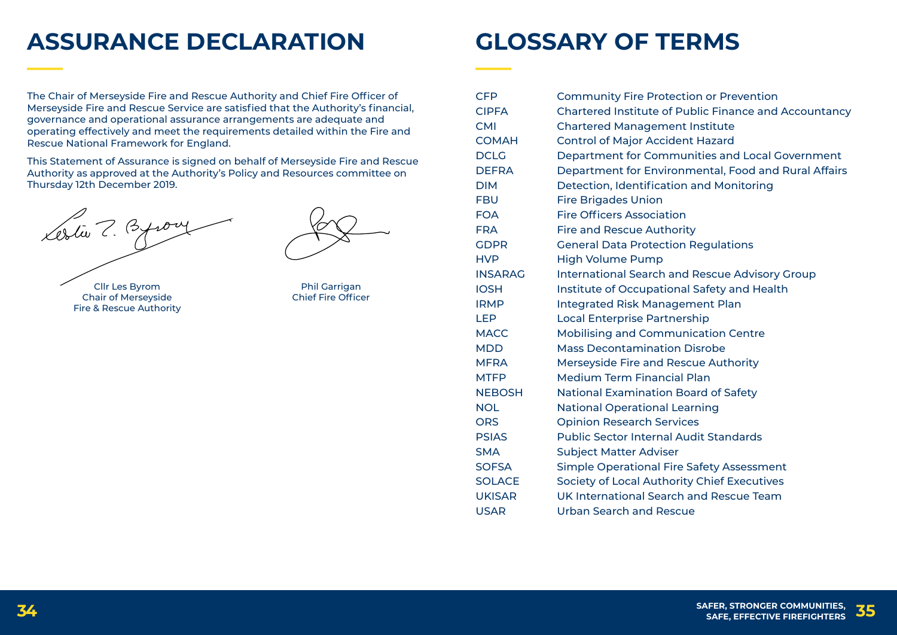# ASSURANCE DECLARATION

The Chair of Merseyside Fire and Rescue Authority and Chief Fire Officer of Merseyside Fire and Rescue Service are satisfied that the Authority's financial, governance and operational assurance arrangements are adequate and operating effectively and meet the requirements detailed within the Fire and Rescue National Framework for England.

This Statement of Assurance is signed on behalf of Merseyside Fire and Rescue Authority as approved at the Authority's Policy and Resources committee on Thursday 12th December 2019.

Cllr Les Byrom
Chair of Merseyside
Fire & Rescue Authority

Phil Garrigan
Chief Fire Officer

# GLOSSARY OF TERMS

| | |
|---|---|
| CFP | Community Fire Protection or Prevention |
| CIPFA | Chartered Institute of Public Finance and Accountancy |
| CMI | Chartered Management Institute |
| COMAH | Control of Major Accident Hazard |
| DCLG | Department for Communities and Local Government |
| DEFRA | Department for Environmental, Food and Rural Affairs |
| DIM | Detection, Identification and Monitoring |
| FBU | Fire Brigades Union |
| FOA | Fire Officers Association |
| FRA | Fire and Rescue Authority |
| GDPR | General Data Protection Regulations |
| HVP | High Volume Pump |
| INSARAG | International Search and Rescue Advisory Group |
| IOSH | Institute of Occupational Safety and Health |
| IRMP | Integrated Risk Management Plan |
| LEP | Local Enterprise Partnership |
| MACC | Mobilising and Communication Centre |
| MDD | Mass Decontamination Disrobe |
| MFRA | Merseyside Fire and Rescue Authority |
| MTFP | Medium Term Financial Plan |
| NEBOSH | National Examination Board of Safety |
| NOL | National Operational Learning |
| ORS | Opinion Research Services |
| PSIAS | Public Sector Internal Audit Standards |
| SMA | Subject Matter Adviser |
| SOFSA | Simple Operational Fire Safety Assessment |
| SOLACE | Society of Local Authority Chief Executives |
| UKISAR | UK International Search and Rescue Team |
| USAR | Urban Search and Rescue |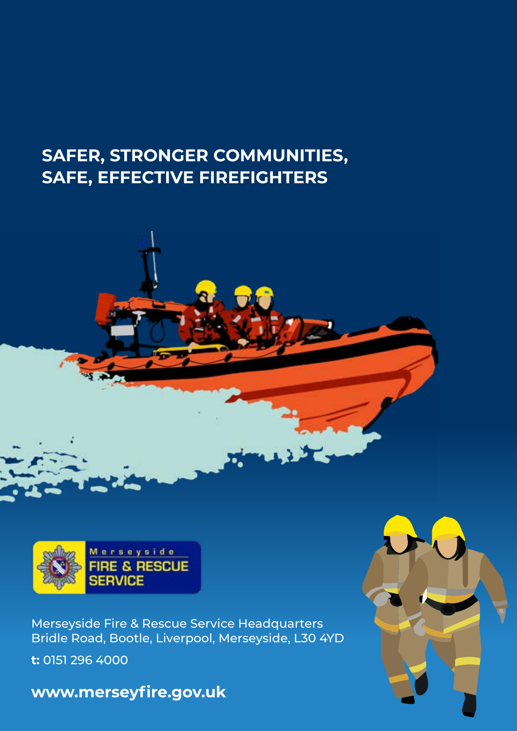## SAFER, STRONGER COMMUNITIES, SAFE, EFFECTIVE FIREFIGHTERS

Merseyside FIRE & RESCUE SERVICE

Merseyside Fire & Rescue Service Headquarters
Bridle Road, Bootle, Liverpool, Merseyside, L30 4YD

**t:** 0151 296 4000

**www.merseyfire.gov.uk**